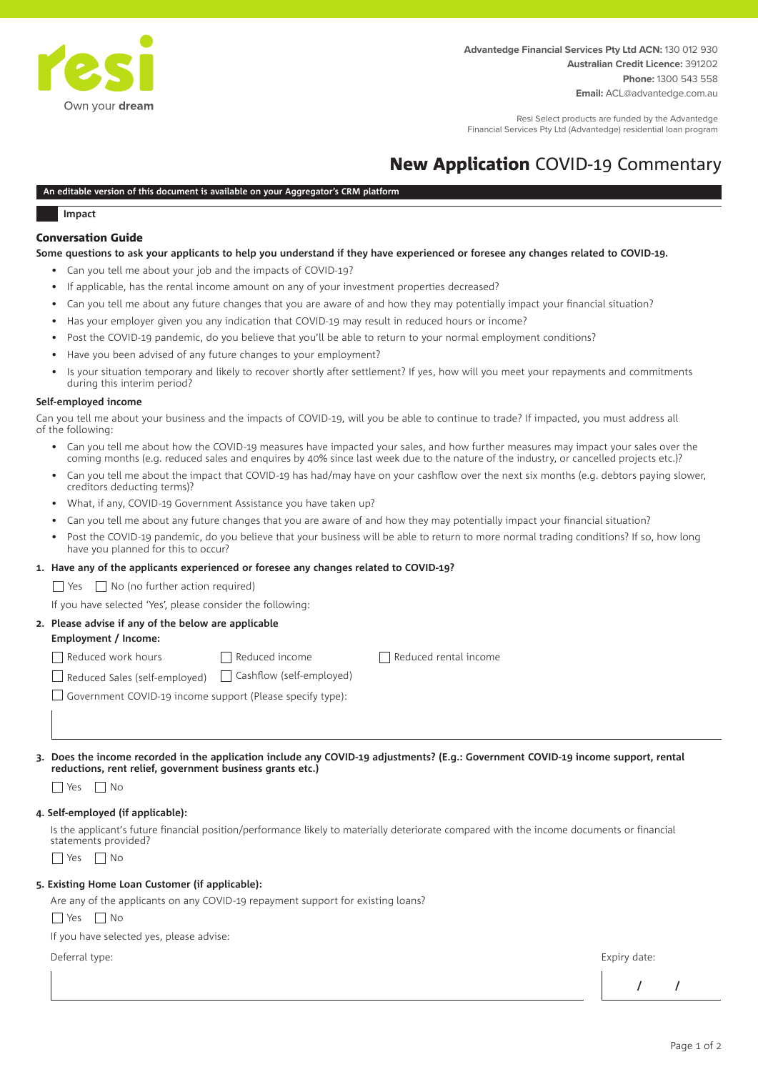resi
Own your **dream**

**Advantedge Financial Services Pty Ltd ACN:** 130 012 930
**Australian Credit Licence:** 391202
**Phone:** 1300 543 558
**Email:** ACL@advantedge.com.au

Resi Select products are funded by the Advantedge Financial Services Pty Ltd (Advantedge) residential loan program

# **New Application** COVID-19 Commentary

**An editable version of this document is available on your Aggregator's CRM platform**

**Impact**

## Conversation Guide

**Some questions to ask your applicants to help you understand if they have experienced or foresee any changes related to COVID-19.**

- Can you tell me about your job and the impacts of COVID-19?
- If applicable, has the rental income amount on any of your investment properties decreased?
- Can you tell me about any future changes that you are aware of and how they may potentially impact your financial situation?
- Has your employer given you any indication that COVID-19 may result in reduced hours or income?
- Post the COVID-19 pandemic, do you believe that you'll be able to return to your normal employment conditions?
- Have you been advised of any future changes to your employment?
- Is your situation temporary and likely to recover shortly after settlement? If yes, how will you meet your repayments and commitments during this interim period?

**Self-employed income**

Can you tell me about your business and the impacts of COVID-19, will you be able to continue to trade? If impacted, you must address all of the following:

- Can you tell me about how the COVID-19 measures have impacted your sales, and how further measures may impact your sales over the coming months (e.g. reduced sales and enquires by 40% since last week due to the nature of the industry, or cancelled projects etc.)?
- Can you tell me about the impact that COVID-19 has had/may have on your cashflow over the next six months (e.g. debtors paying slower, creditors deducting terms)?
- What, if any, COVID-19 Government Assistance you have taken up?
- Can you tell me about any future changes that you are aware of and how they may potentially impact your financial situation?
- Post the COVID-19 pandemic, do you believe that your business will be able to return to more normal trading conditions? If so, how long have you planned for this to occur?

**1. Have any of the applicants experienced or foresee any changes related to COVID-19?**

☐ Yes ☐ No (no further action required)

If you have selected 'Yes', please consider the following:

**2. Please advise if any of the below are applicable**

**Employment / Income:**

☐ Reduced work hours ☐ Reduced income ☐ Reduced rental income

☐ Reduced Sales (self-employed) ☐ Cashflow (self-employed)

☐ Government COVID-19 income support (Please specify type):

**3. Does the income recorded in the application include any COVID-19 adjustments? (E.g.: Government COVID-19 income support, rental reductions, rent relief, government business grants etc.)**

☐ Yes ☐ No

**4. Self-employed (if applicable):**

Is the applicant's future financial position/performance likely to materially deteriorate compared with the income documents or financial statements provided?

☐ Yes ☐ No

**5. Existing Home Loan Customer (if applicable):**

Are any of the applicants on any COVID-19 repayment support for existing loans?

☐ Yes ☐ No

If you have selected yes, please advise:

Deferral type:

Expiry date: / /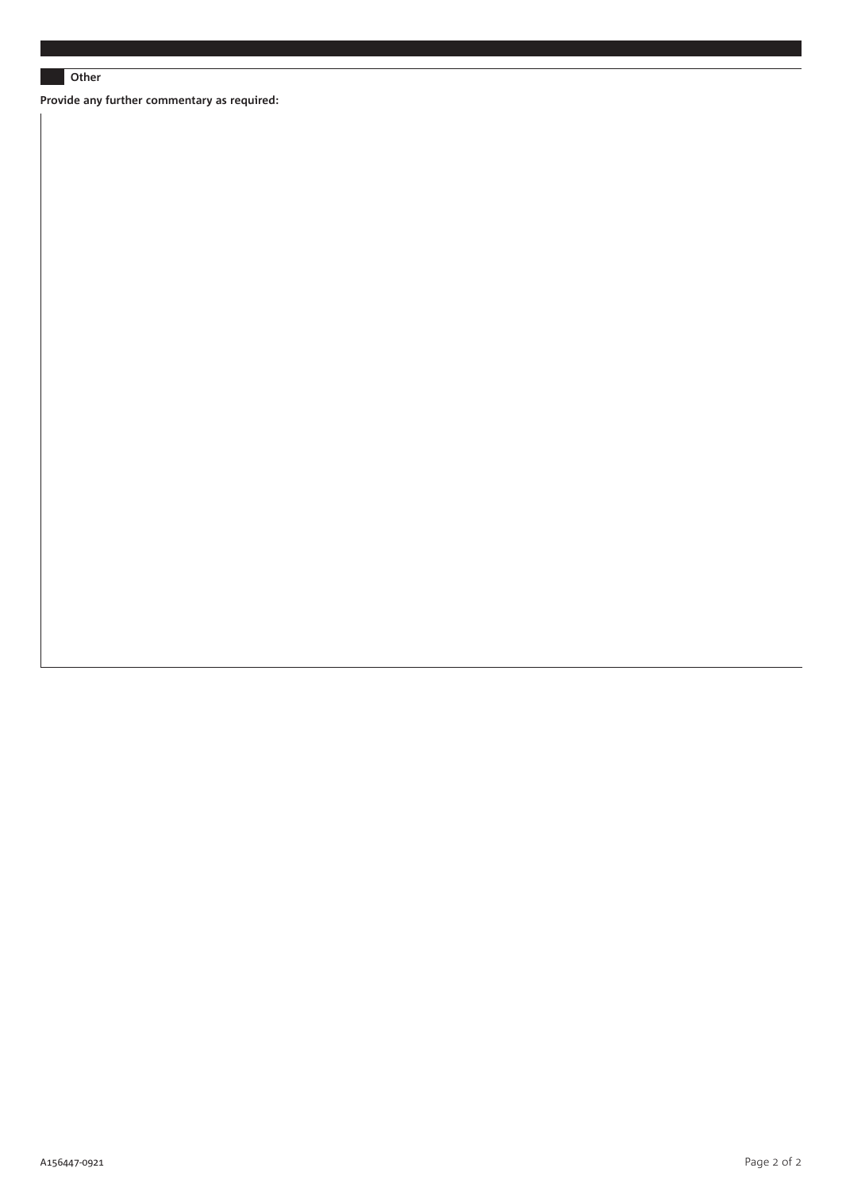## Other

**Provide any further commentary as required:**

A156447-0921